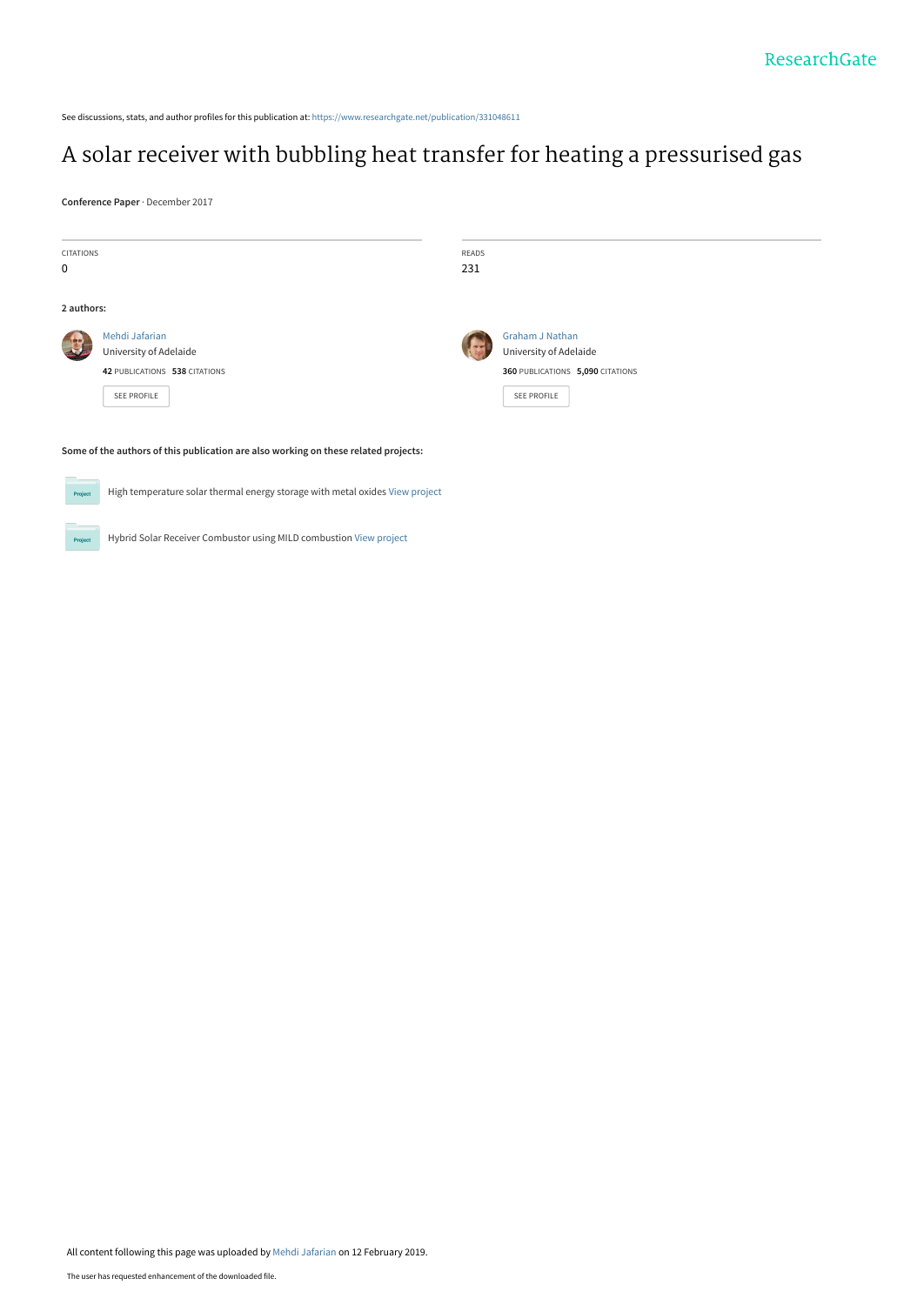See discussions, stats, and author profiles for this publication at: https://www.researchgate.net/publication/331048611

# A solar receiver with bubbling heat transfer for heating a pressurised gas

**Conference Paper** · December 2017

| CITATIONS | READS |
|---|---|
| 0 | 231 |

**2 authors:**

Mehdi Jafarian
University of Adelaide
**42** PUBLICATIONS **538** CITATIONS
SEE PROFILE

Graham J Nathan
University of Adelaide
**360** PUBLICATIONS **5,090** CITATIONS
SEE PROFILE

**Some of the authors of this publication are also working on these related projects:**

High temperature solar thermal energy storage with metal oxides View project

Hybrid Solar Receiver Combustor using MILD combustion View project

All content following this page was uploaded by Mehdi Jafarian on 12 February 2019.

The user has requested enhancement of the downloaded file.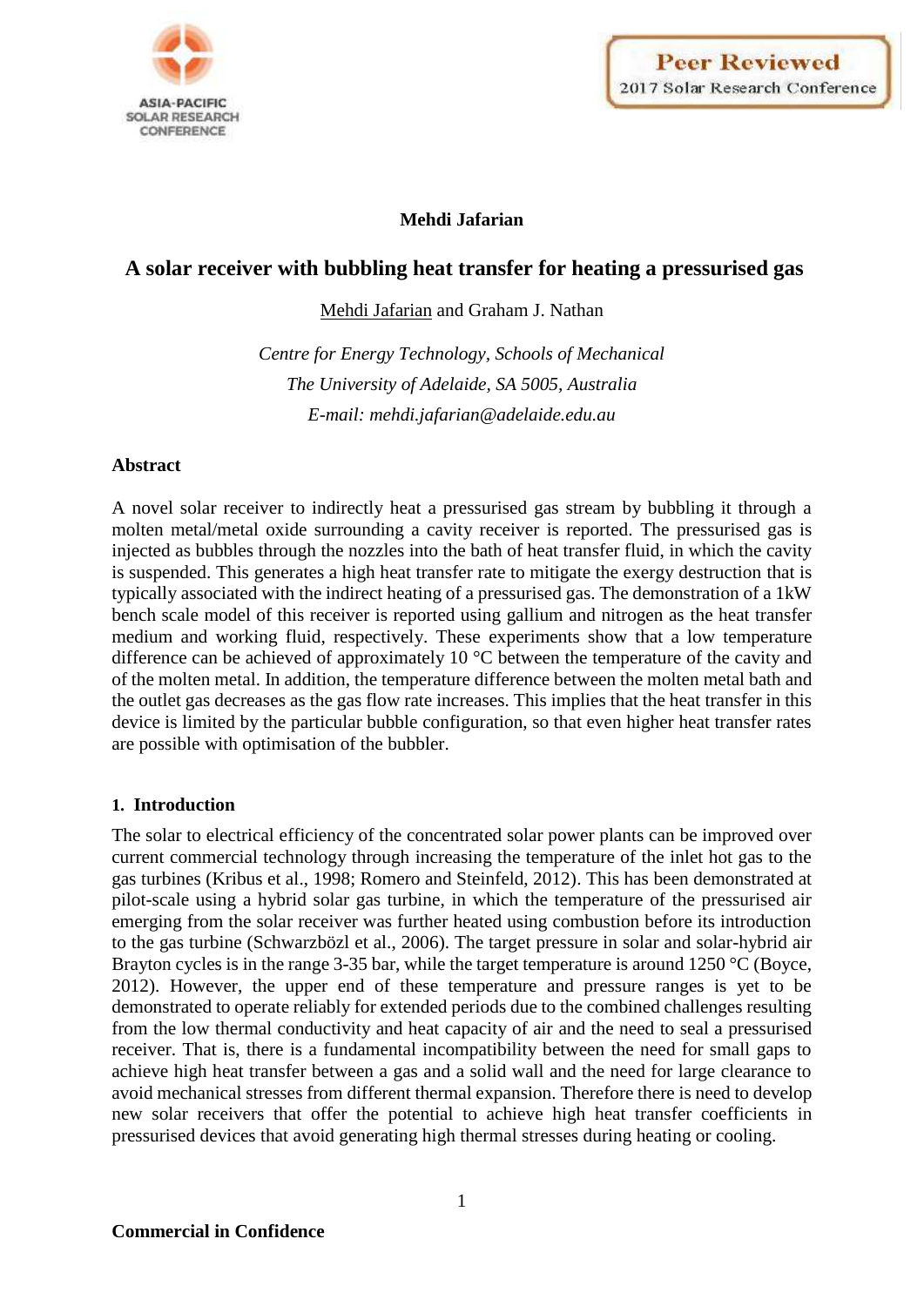**Mehdi Jafarian**

# A solar receiver with bubbling heat transfer for heating a pressurised gas

Mehdi Jafarian and Graham J. Nathan

*Centre for Energy Technology, Schools of Mechanical*
*The University of Adelaide, SA 5005, Australia*
*E-mail: mehdi.jafarian@adelaide.edu.au*

## Abstract

A novel solar receiver to indirectly heat a pressurised gas stream by bubbling it through a molten metal/metal oxide surrounding a cavity receiver is reported. The pressurised gas is injected as bubbles through the nozzles into the bath of heat transfer fluid, in which the cavity is suspended. This generates a high heat transfer rate to mitigate the exergy destruction that is typically associated with the indirect heating of a pressurised gas. The demonstration of a 1kW bench scale model of this receiver is reported using gallium and nitrogen as the heat transfer medium and working fluid, respectively. These experiments show that a low temperature difference can be achieved of approximately 10 °C between the temperature of the cavity and of the molten metal. In addition, the temperature difference between the molten metal bath and the outlet gas decreases as the gas flow rate increases. This implies that the heat transfer in this device is limited by the particular bubble configuration, so that even higher heat transfer rates are possible with optimisation of the bubbler.

## 1. Introduction

The solar to electrical efficiency of the concentrated solar power plants can be improved over current commercial technology through increasing the temperature of the inlet hot gas to the gas turbines (Kribus et al., 1998; Romero and Steinfeld, 2012). This has been demonstrated at pilot-scale using a hybrid solar gas turbine, in which the temperature of the pressurised air emerging from the solar receiver was further heated using combustion before its introduction to the gas turbine (Schwarzbözl et al., 2006). The target pressure in solar and solar-hybrid air Brayton cycles is in the range 3-35 bar, while the target temperature is around 1250 °C (Boyce, 2012). However, the upper end of these temperature and pressure ranges is yet to be demonstrated to operate reliably for extended periods due to the combined challenges resulting from the low thermal conductivity and heat capacity of air and the need to seal a pressurised receiver. That is, there is a fundamental incompatibility between the need for small gaps to achieve high heat transfer between a gas and a solid wall and the need for large clearance to avoid mechanical stresses from different thermal expansion. Therefore there is need to develop new solar receivers that offer the potential to achieve high heat transfer coefficients in pressurised devices that avoid generating high thermal stresses during heating or cooling.

**Commercial in Confidence**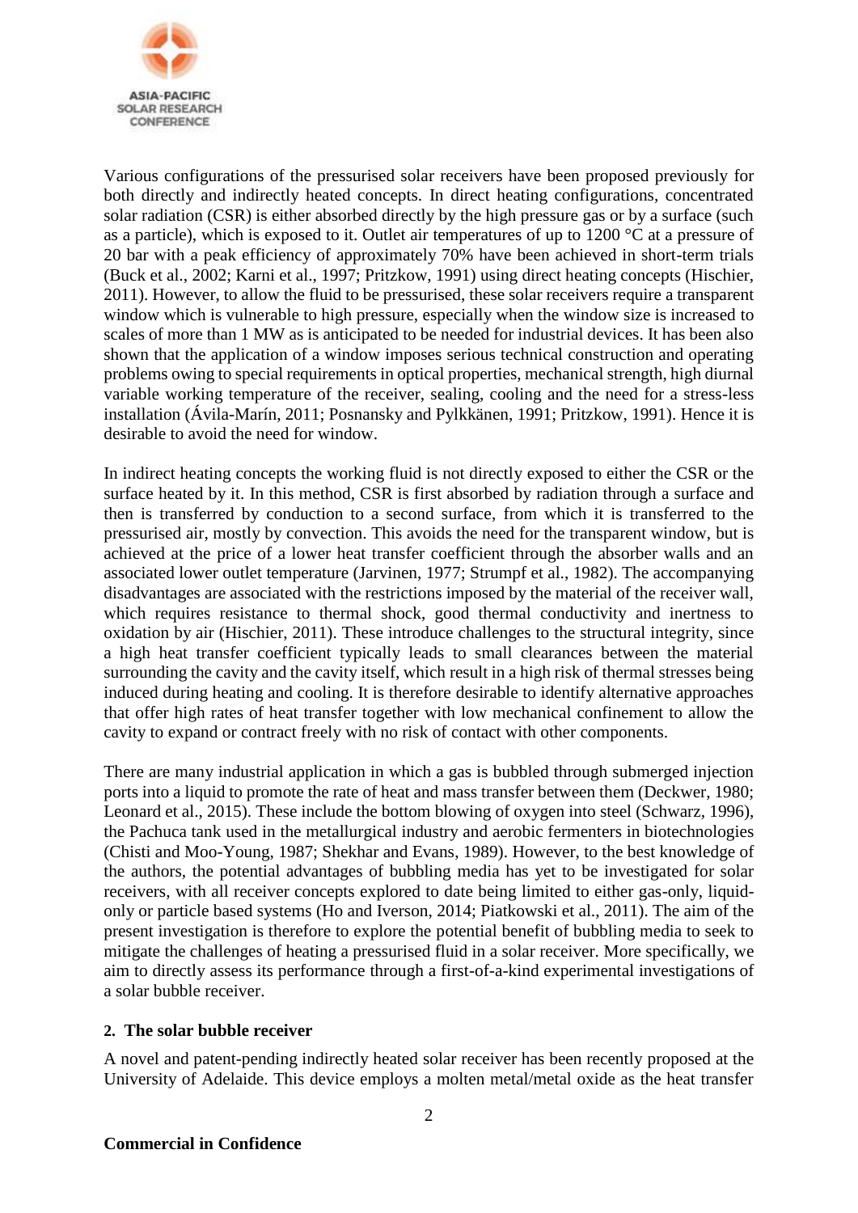Various configurations of the pressurised solar receivers have been proposed previously for both directly and indirectly heated concepts. In direct heating configurations, concentrated solar radiation (CSR) is either absorbed directly by the high pressure gas or by a surface (such as a particle), which is exposed to it. Outlet air temperatures of up to 1200 °C at a pressure of 20 bar with a peak efficiency of approximately 70% have been achieved in short-term trials (Buck et al., 2002; Karni et al., 1997; Pritzkow, 1991) using direct heating concepts (Hischier, 2011). However, to allow the fluid to be pressurised, these solar receivers require a transparent window which is vulnerable to high pressure, especially when the window size is increased to scales of more than 1 MW as is anticipated to be needed for industrial devices. It has been also shown that the application of a window imposes serious technical construction and operating problems owing to special requirements in optical properties, mechanical strength, high diurnal variable working temperature of the receiver, sealing, cooling and the need for a stress-less installation (Ávila-Marín, 2011; Posnansky and Pylkkänen, 1991; Pritzkow, 1991). Hence it is desirable to avoid the need for window.

In indirect heating concepts the working fluid is not directly exposed to either the CSR or the surface heated by it. In this method, CSR is first absorbed by radiation through a surface and then is transferred by conduction to a second surface, from which it is transferred to the pressurised air, mostly by convection. This avoids the need for the transparent window, but is achieved at the price of a lower heat transfer coefficient through the absorber walls and an associated lower outlet temperature (Jarvinen, 1977; Strumpf et al., 1982). The accompanying disadvantages are associated with the restrictions imposed by the material of the receiver wall, which requires resistance to thermal shock, good thermal conductivity and inertness to oxidation by air (Hischier, 2011). These introduce challenges to the structural integrity, since a high heat transfer coefficient typically leads to small clearances between the material surrounding the cavity and the cavity itself, which result in a high risk of thermal stresses being induced during heating and cooling. It is therefore desirable to identify alternative approaches that offer high rates of heat transfer together with low mechanical confinement to allow the cavity to expand or contract freely with no risk of contact with other components.

There are many industrial application in which a gas is bubbled through submerged injection ports into a liquid to promote the rate of heat and mass transfer between them (Deckwer, 1980; Leonard et al., 2015). These include the bottom blowing of oxygen into steel (Schwarz, 1996), the Pachuca tank used in the metallurgical industry and aerobic fermenters in biotechnologies (Chisti and Moo-Young, 1987; Shekhar and Evans, 1989). However, to the best knowledge of the authors, the potential advantages of bubbling media has yet to be investigated for solar receivers, with all receiver concepts explored to date being limited to either gas-only, liquid-only or particle based systems (Ho and Iverson, 2014; Piatkowski et al., 2011). The aim of the present investigation is therefore to explore the potential benefit of bubbling media to seek to mitigate the challenges of heating a pressurised fluid in a solar receiver. More specifically, we aim to directly assess its performance through a first-of-a-kind experimental investigations of a solar bubble receiver.

## 2. The solar bubble receiver

A novel and patent-pending indirectly heated solar receiver has been recently proposed at the University of Adelaide. This device employs a molten metal/metal oxide as the heat transfer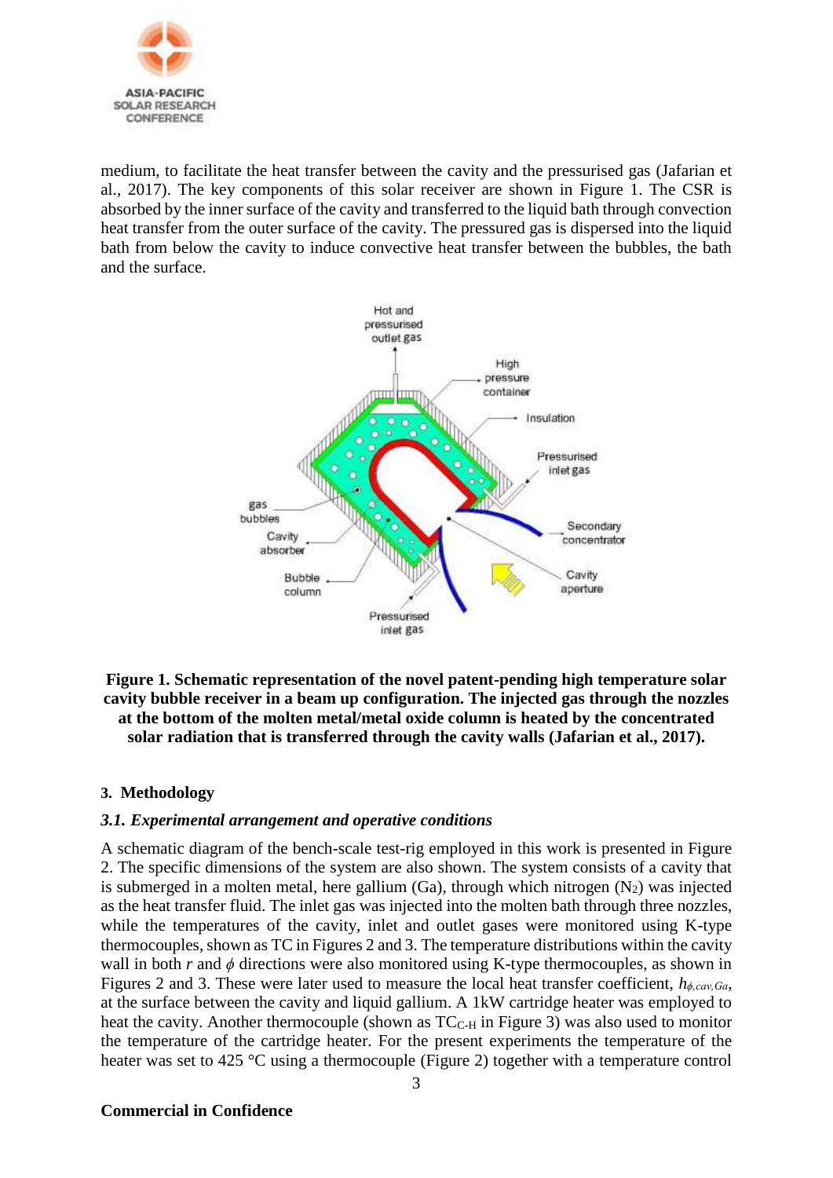medium, to facilitate the heat transfer between the cavity and the pressurised gas (Jafarian et al., 2017). The key components of this solar receiver are shown in Figure 1. The CSR is absorbed by the inner surface of the cavity and transferred to the liquid bath through convection heat transfer from the outer surface of the cavity. The pressured gas is dispersed into the liquid bath from below the cavity to induce convective heat transfer between the bubbles, the bath and the surface.

**Figure 1. Schematic representation of the novel patent-pending high temperature solar cavity bubble receiver in a beam up configuration. The injected gas through the nozzles at the bottom of the molten metal/metal oxide column is heated by the concentrated solar radiation that is transferred through the cavity walls (Jafarian et al., 2017).**

## 3. Methodology

### *3.1. Experimental arrangement and operative conditions*

A schematic diagram of the bench-scale test-rig employed in this work is presented in Figure 2. The specific dimensions of the system are also shown. The system consists of a cavity that is submerged in a molten metal, here gallium (Ga), through which nitrogen ($N_2$) was injected as the heat transfer fluid. The inlet gas was injected into the molten bath through three nozzles, while the temperatures of the cavity, inlet and outlet gases were monitored using K-type thermocouples, shown as TC in Figures 2 and 3. The temperature distributions within the cavity wall in both $r$ and $\phi$ directions were also monitored using K-type thermocouples, as shown in Figures 2 and 3. These were later used to measure the local heat transfer coefficient, $h_{\phi,cav,Ga}$, at the surface between the cavity and liquid gallium. A 1kW cartridge heater was employed to heat the cavity. Another thermocouple (shown as $TC_{C\text{-}H}$ in Figure 3) was also used to monitor the temperature of the cartridge heater. For the present experiments the temperature of the heater was set to 425 °C using a thermocouple (Figure 2) together with a temperature control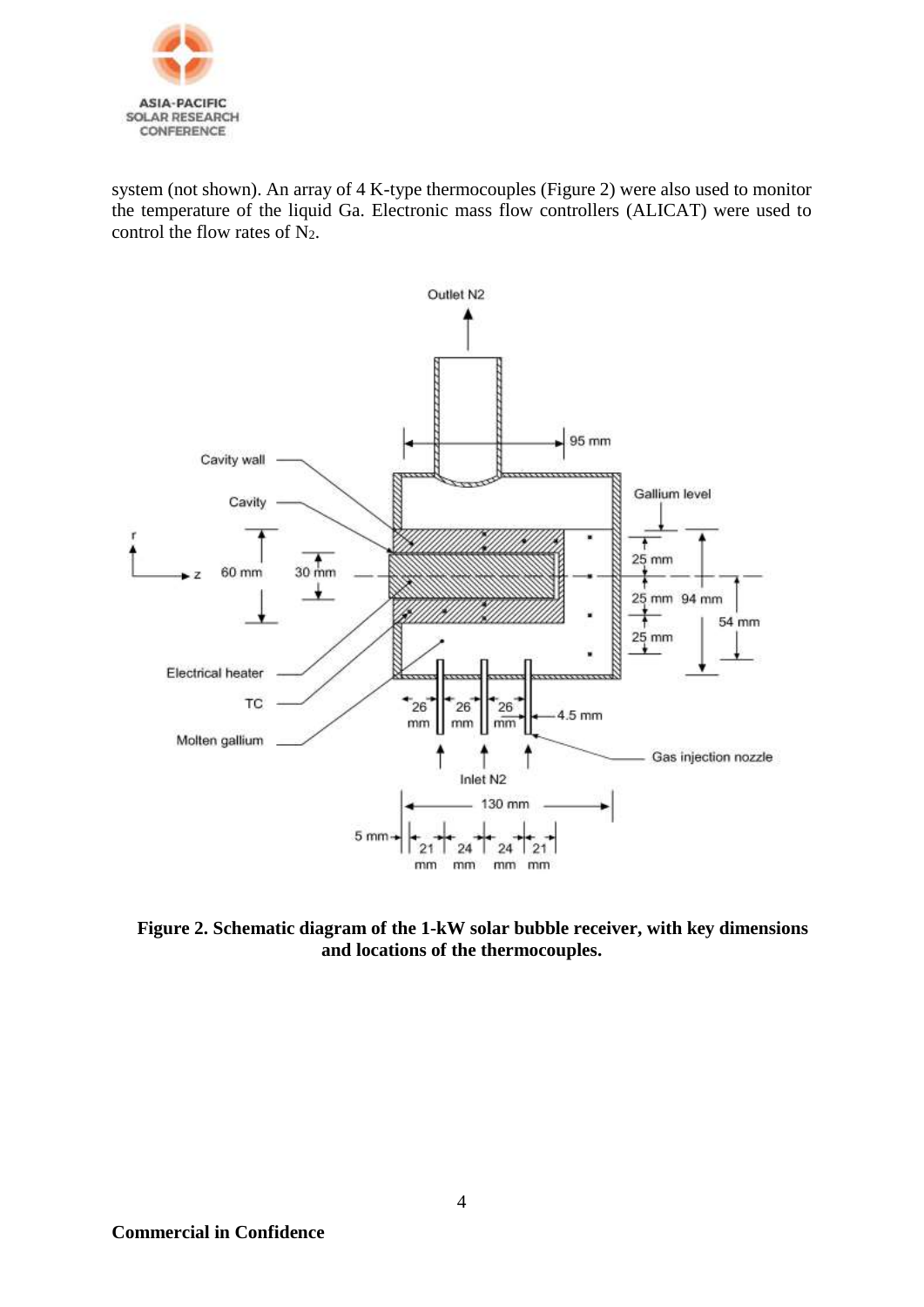system (not shown). An array of 4 K-type thermocouples (Figure 2) were also used to monitor the temperature of the liquid Ga. Electronic mass flow controllers (ALICAT) were used to control the flow rates of $N_2$.

**Figure 2. Schematic diagram of the 1-kW solar bubble receiver, with key dimensions and locations of the thermocouples.**

**Commercial in Confidence**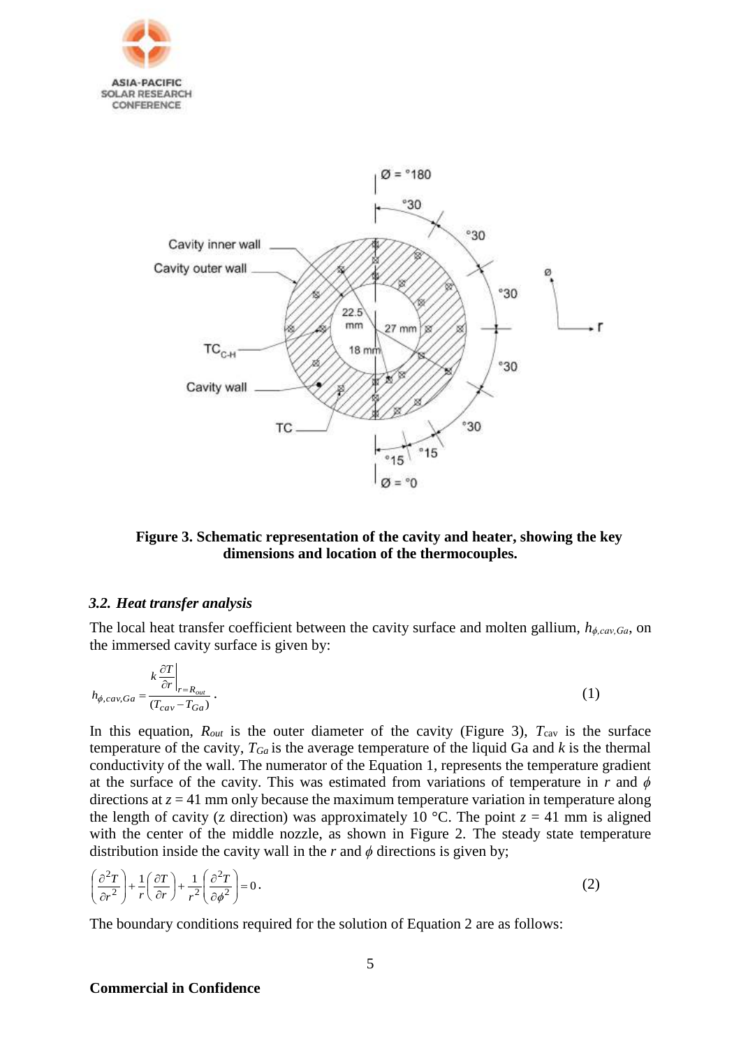Figure 3. **Schematic representation of the cavity and heater, showing the key dimensions and location of the thermocouples.**

### *3.2. Heat transfer analysis*

The local heat transfer coefficient between the cavity surface and molten gallium, $h_{\phi,cav,Ga}$, on the immersed cavity surface is given by:

$$h_{\phi,cav,Ga} = \frac{k \left.\frac{\partial T}{\partial r}\right|_{r=R_{out}}}{(T_{cav} - T_{Ga})}. \tag{1}$$

In this equation, $R_{out}$ is the outer diameter of the cavity (Figure 3), $T_{cav}$ is the surface temperature of the cavity, $T_{Ga}$ is the average temperature of the liquid Ga and $k$ is the thermal conductivity of the wall. The numerator of the Equation 1, represents the temperature gradient at the surface of the cavity. This was estimated from variations of temperature in $r$ and $\phi$ directions at $z$ = 41 mm only because the maximum temperature variation in temperature along the length of cavity (z direction) was approximately 10 °C. The point $z$ = 41 mm is aligned with the center of the middle nozzle, as shown in Figure 2. The steady state temperature distribution inside the cavity wall in the $r$ and $\phi$ directions is given by;

$$\left(\frac{\partial^2 T}{\partial r^2}\right) + \frac{1}{r}\left(\frac{\partial T}{\partial r}\right) + \frac{1}{r^2}\left(\frac{\partial^2 T}{\partial \phi^2}\right) = 0. \tag{2}$$

The boundary conditions required for the solution of Equation 2 are as follows:

**Commercial in Confidence**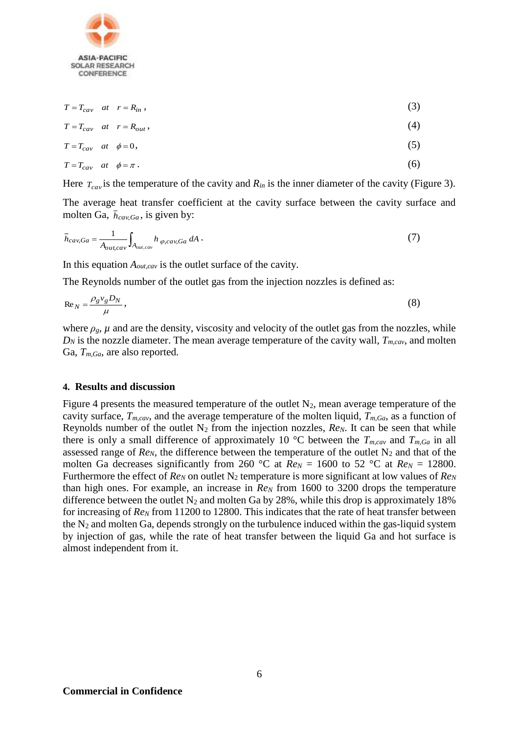$$T = T_{cav} \quad at \quad r = R_{in}\,, \tag{3}$$

$$T = T_{cav} \quad at \quad r = R_{out}\,, \tag{4}$$

$$T = T_{cav} \quad at \quad \phi = 0\,, \tag{5}$$

$$T = T_{cav} \quad at \quad \phi = \pi\,. \tag{6}$$

Here $T_{cav}$ is the temperature of the cavity and $R_{in}$ is the inner diameter of the cavity (Figure 3).

The average heat transfer coefficient at the cavity surface between the cavity surface and molten Ga, $\bar{h}_{cav,Ga}$, is given by:

$$\bar{h}_{cav,Ga} = \frac{1}{A_{out,cav}} \int_{A_{out,cav}} h_{\varphi,cav,Ga}\, dA\,. \tag{7}$$

In this equation $A_{out,cav}$ is the outlet surface of the cavity.

The Reynolds number of the outlet gas from the injection nozzles is defined as:

$$\mathrm{Re}_N = \frac{\rho_g v_g D_N}{\mu}\,, \tag{8}$$

where $\rho_g$, $\mu$ and are the density, viscosity and velocity of the outlet gas from the nozzles, while $D_N$ is the nozzle diameter. The mean average temperature of the cavity wall, $T_{m,cav}$, and molten Ga, $T_{m,Ga}$, are also reported.

## 4. Results and discussion

Figure 4 presents the measured temperature of the outlet $N_2$, mean average temperature of the cavity surface, $T_{m,cav}$, and the average temperature of the molten liquid, $T_{m,Ga}$, as a function of Reynolds number of the outlet $N_2$ from the injection nozzles, $Re_N$. It can be seen that while there is only a small difference of approximately 10 °C between the $T_{m,cav}$ and $T_{m,Ga}$ in all assessed range of $Re_N$, the difference between the temperature of the outlet $N_2$ and that of the molten Ga decreases significantly from 260 °C at $Re_N$ = 1600 to 52 °C at $Re_N$ = 12800. Furthermore the effect of $Re_N$ on outlet $N_2$ temperature is more significant at low values of $Re_N$ than high ones. For example, an increase in $Re_N$ from 1600 to 3200 drops the temperature difference between the outlet $N_2$ and molten Ga by 28%, while this drop is approximately 18% for increasing of $Re_N$ from 11200 to 12800. This indicates that the rate of heat transfer between the $N_2$ and molten Ga, depends strongly on the turbulence induced within the gas-liquid system by injection of gas, while the rate of heat transfer between the liquid Ga and hot surface is almost independent from it.

**Commercial in Confidence**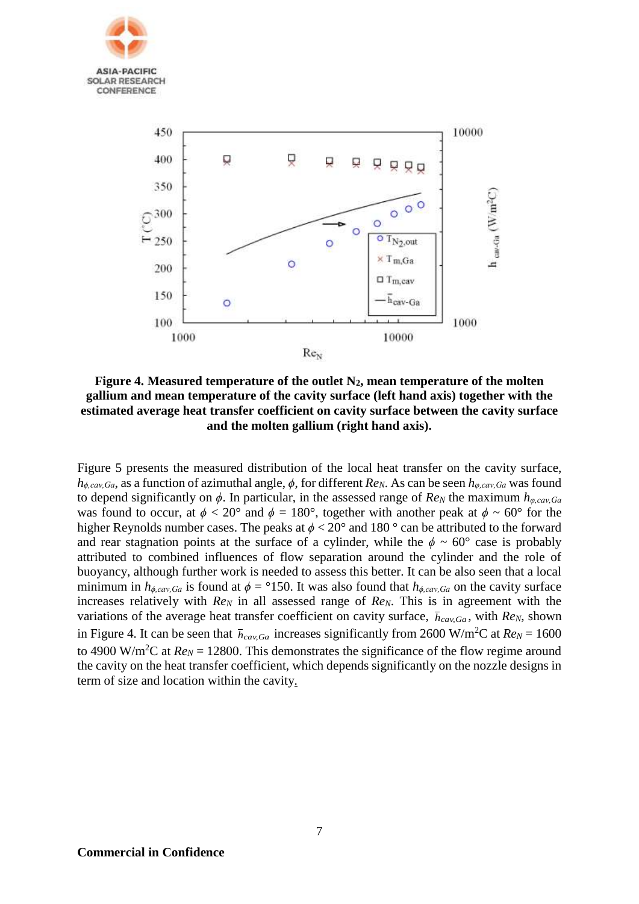**Figure 4. Measured temperature of the outlet $N_2$, mean temperature of the molten gallium and mean temperature of the cavity surface (left hand axis) together with the estimated average heat transfer coefficient on cavity surface between the cavity surface and the molten gallium (right hand axis).**

Figure 5 presents the measured distribution of the local heat transfer on the cavity surface, $h_{\phi,cav,Ga}$, as a function of azimuthal angle, $\phi$, for different $Re_N$. As can be seen $h_{\varphi,cav,Ga}$ was found to depend significantly on $\phi$. In particular, in the assessed range of $Re_N$ the maximum $h_{\varphi,cav,Ga}$ was found to occur, at $\phi < 20°$ and $\phi = 180°$, together with another peak at $\phi \sim 60°$ for the higher Reynolds number cases. The peaks at $\phi < 20°$ and 180 ° can be attributed to the forward and rear stagnation points at the surface of a cylinder, while the $\phi \sim 60°$ case is probably attributed to combined influences of flow separation around the cylinder and the role of buoyancy, although further work is needed to assess this better. It can be also seen that a local minimum in $h_{\phi,cav,Ga}$ is found at $\phi$ = °150. It was also found that $h_{\phi,cav,Ga}$ on the cavity surface increases relatively with $Re_N$ in all assessed range of $Re_N$. This is in agreement with the variations of the average heat transfer coefficient on cavity surface, $\bar{h}_{cav,Ga}$, with $Re_N$, shown in Figure 4. It can be seen that $\bar{h}_{cav,Ga}$ increases significantly from 2600 W/m$^2$C at $Re_N$ = 1600 to 4900 W/m$^2$C at $Re_N$ = 12800. This demonstrates the significance of the flow regime around the cavity on the heat transfer coefficient, which depends significantly on the nozzle designs in term of size and location within the cavity.

**Commercial in Confidence**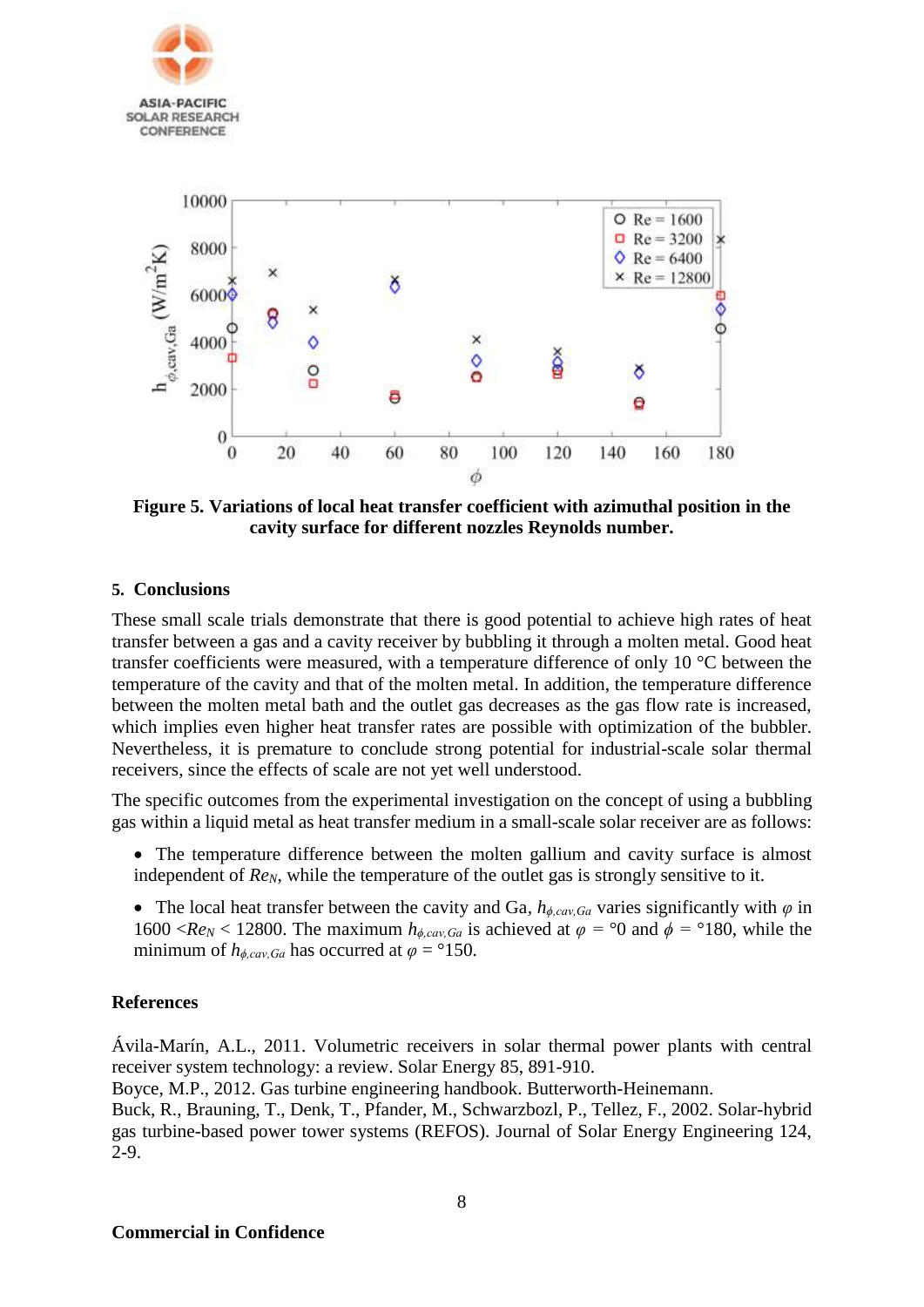Figure 5. Variations of local heat transfer coefficient with azimuthal position in the cavity surface for different nozzles Reynolds number.

## 5. Conclusions

These small scale trials demonstrate that there is good potential to achieve high rates of heat transfer between a gas and a cavity receiver by bubbling it through a molten metal. Good heat transfer coefficients were measured, with a temperature difference of only 10 °C between the temperature of the cavity and that of the molten metal. In addition, the temperature difference between the molten metal bath and the outlet gas decreases as the gas flow rate is increased, which implies even higher heat transfer rates are possible with optimization of the bubbler. Nevertheless, it is premature to conclude strong potential for industrial-scale solar thermal receivers, since the effects of scale are not yet well understood.

The specific outcomes from the experimental investigation on the concept of using a bubbling gas within a liquid metal as heat transfer medium in a small-scale solar receiver are as follows:

- The temperature difference between the molten gallium and cavity surface is almost independent of $Re_N$, while the temperature of the outlet gas is strongly sensitive to it.
- The local heat transfer between the cavity and Ga, $h_{\phi,cav,Ga}$ varies significantly with $\varphi$ in $1600 < Re_N < 12800$. The maximum $h_{\phi,cav,Ga}$ is achieved at $\varphi$ = °0 and $\phi$ = °180, while the minimum of $h_{\phi,cav,Ga}$ has occurred at $\varphi$ = °150.

## References

Ávila-Marín, A.L., 2011. Volumetric receivers in solar thermal power plants with central receiver system technology: a review. Solar Energy 85, 891-910.

Boyce, M.P., 2012. Gas turbine engineering handbook. Butterworth-Heinemann.

Buck, R., Brauning, T., Denk, T., Pfander, M., Schwarzbozl, P., Tellez, F., 2002. Solar-hybrid gas turbine-based power tower systems (REFOS). Journal of Solar Energy Engineering 124, 2-9.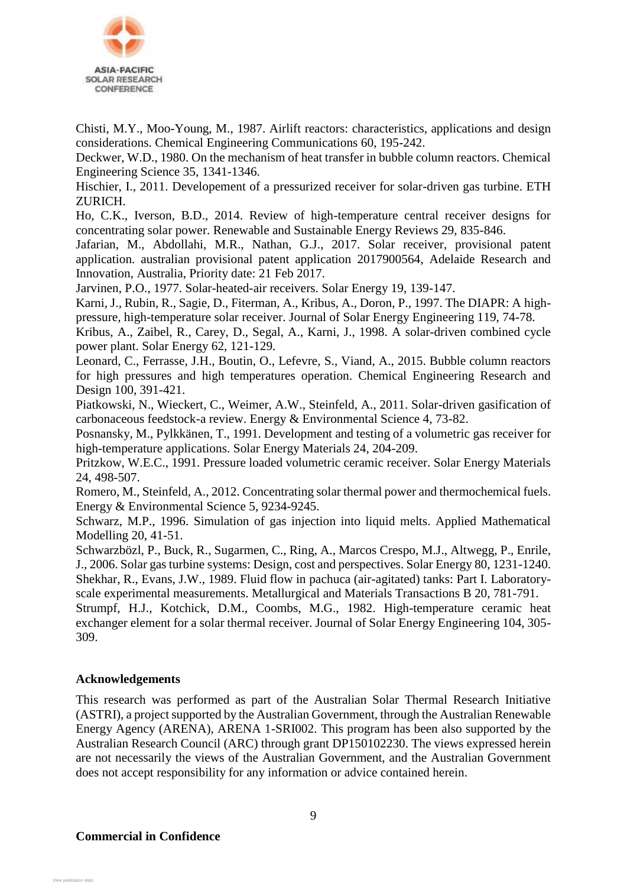Chisti, M.Y., Moo-Young, M., 1987. Airlift reactors: characteristics, applications and design considerations. Chemical Engineering Communications 60, 195-242.

Deckwer, W.D., 1980. On the mechanism of heat transfer in bubble column reactors. Chemical Engineering Science 35, 1341-1346.

Hischier, I., 2011. Developement of a pressurized receiver for solar-driven gas turbine. ETH ZURICH.

Ho, C.K., Iverson, B.D., 2014. Review of high-temperature central receiver designs for concentrating solar power. Renewable and Sustainable Energy Reviews 29, 835-846.

Jafarian, M., Abdollahi, M.R., Nathan, G.J., 2017. Solar receiver, provisional patent application. australian provisional patent application 2017900564, Adelaide Research and Innovation, Australia, Priority date: 21 Feb 2017.

Jarvinen, P.O., 1977. Solar-heated-air receivers. Solar Energy 19, 139-147.

Karni, J., Rubin, R., Sagie, D., Fiterman, A., Kribus, A., Doron, P., 1997. The DIAPR: A high-pressure, high-temperature solar receiver. Journal of Solar Energy Engineering 119, 74-78.

Kribus, A., Zaibel, R., Carey, D., Segal, A., Karni, J., 1998. A solar-driven combined cycle power plant. Solar Energy 62, 121-129.

Leonard, C., Ferrasse, J.H., Boutin, O., Lefevre, S., Viand, A., 2015. Bubble column reactors for high pressures and high temperatures operation. Chemical Engineering Research and Design 100, 391-421.

Piatkowski, N., Wieckert, C., Weimer, A.W., Steinfeld, A., 2011. Solar-driven gasification of carbonaceous feedstock-a review. Energy & Environmental Science 4, 73-82.

Posnansky, M., Pylkkänen, T., 1991. Development and testing of a volumetric gas receiver for high-temperature applications. Solar Energy Materials 24, 204-209.

Pritzkow, W.E.C., 1991. Pressure loaded volumetric ceramic receiver. Solar Energy Materials 24, 498-507.

Romero, M., Steinfeld, A., 2012. Concentrating solar thermal power and thermochemical fuels. Energy & Environmental Science 5, 9234-9245.

Schwarz, M.P., 1996. Simulation of gas injection into liquid melts. Applied Mathematical Modelling 20, 41-51.

Schwarzbözl, P., Buck, R., Sugarmen, C., Ring, A., Marcos Crespo, M.J., Altwegg, P., Enrile, J., 2006. Solar gas turbine systems: Design, cost and perspectives. Solar Energy 80, 1231-1240.

Shekhar, R., Evans, J.W., 1989. Fluid flow in pachuca (air-agitated) tanks: Part I. Laboratory-scale experimental measurements. Metallurgical and Materials Transactions B 20, 781-791.

Strumpf, H.J., Kotchick, D.M., Coombs, M.G., 1982. High-temperature ceramic heat exchanger element for a solar thermal receiver. Journal of Solar Energy Engineering 104, 305-309.

**Acknowledgements**

This research was performed as part of the Australian Solar Thermal Research Initiative (ASTRI), a project supported by the Australian Government, through the Australian Renewable Energy Agency (ARENA), ARENA 1-SRI002. This program has been also supported by the Australian Research Council (ARC) through grant DP150102230. The views expressed herein are not necessarily the views of the Australian Government, and the Australian Government does not accept responsibility for any information or advice contained herein.

**Commercial in Confidence**